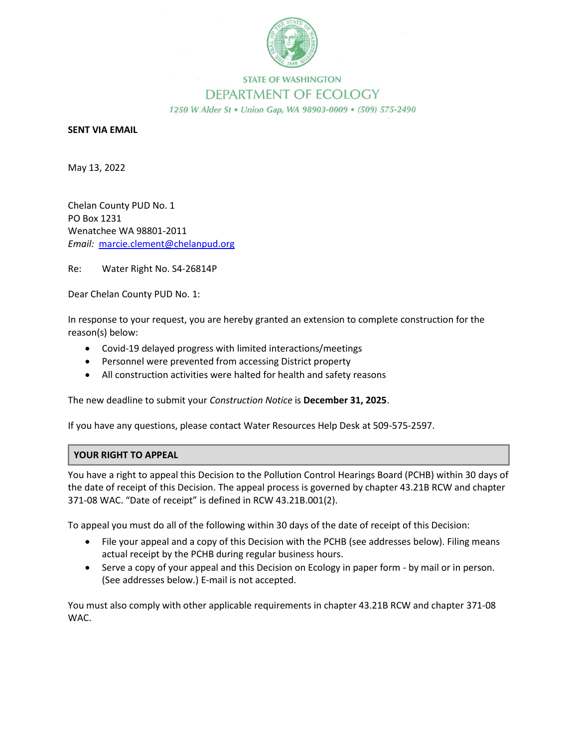STATE OF WASHINGTON

DEPARTMENT OF ECOLOGY

*1250 W Alder St • Union Gap, WA 98903-0009 • (509) 575-2490*

**SENT VIA EMAIL**

May 13, 2022

Chelan County PUD No. 1
PO Box 1231
Wenatchee WA 98801-2011
*Email:* marcie.clement@chelanpud.org

Re: Water Right No. S4-26814P

Dear Chelan County PUD No. 1:

In response to your request, you are hereby granted an extension to complete construction for the reason(s) below:

- Covid-19 delayed progress with limited interactions/meetings
- Personnel were prevented from accessing District property
- All construction activities were halted for health and safety reasons

The new deadline to submit your *Construction Notice* is **December 31, 2025**.

If you have any questions, please contact Water Resources Help Desk at 509-575-2597.

## YOUR RIGHT TO APPEAL

You have a right to appeal this Decision to the Pollution Control Hearings Board (PCHB) within 30 days of the date of receipt of this Decision. The appeal process is governed by chapter 43.21B RCW and chapter 371-08 WAC. "Date of receipt" is defined in RCW 43.21B.001(2).

To appeal you must do all of the following within 30 days of the date of receipt of this Decision:

- File your appeal and a copy of this Decision with the PCHB (see addresses below). Filing means actual receipt by the PCHB during regular business hours.
- Serve a copy of your appeal and this Decision on Ecology in paper form - by mail or in person. (See addresses below.) E-mail is not accepted.

You must also comply with other applicable requirements in chapter 43.21B RCW and chapter 371-08 WAC.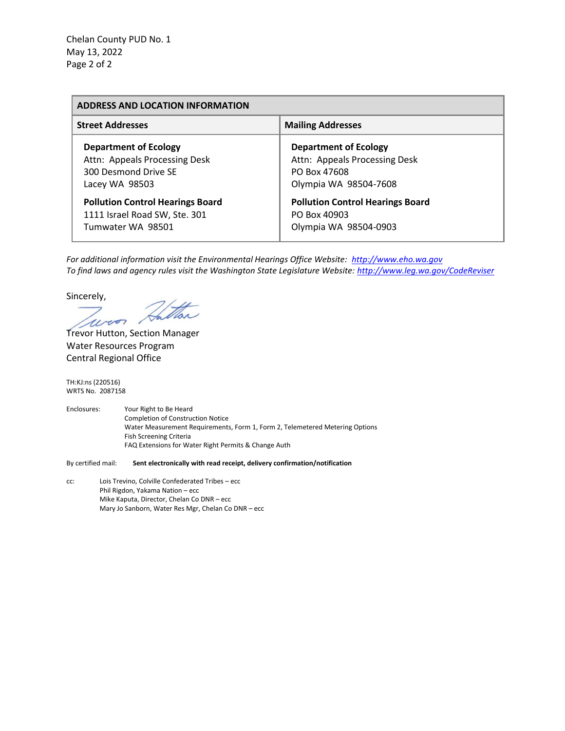| ADDRESS AND LOCATION INFORMATION | |
|---|---|
| **Street Addresses** | **Mailing Addresses** |
| **Department of Ecology**<br>Attn: Appeals Processing Desk<br>300 Desmond Drive SE<br>Lacey WA 98503 | **Department of Ecology**<br>Attn: Appeals Processing Desk<br>PO Box 47608<br>Olympia WA 98504-7608 |
| **Pollution Control Hearings Board**<br>1111 Israel Road SW, Ste. 301<br>Tumwater WA 98501 | **Pollution Control Hearings Board**<br>PO Box 40903<br>Olympia WA 98504-0903 |

*For additional information visit the Environmental Hearings Office Website: http://www.eho.wa.gov*
*To find laws and agency rules visit the Washington State Legislature Website: http://www.leg.wa.gov/CodeReviser*

Sincerely,

Trevor Hutton, Section Manager
Water Resources Program
Central Regional Office

TH:KJ:ns (220516)
WRTS No. 2087158

Enclosures: Your Right to Be Heard
Completion of Construction Notice
Water Measurement Requirements, Form 1, Form 2, Telemetered Metering Options
Fish Screening Criteria
FAQ Extensions for Water Right Permits & Change Auth

By certified mail: **Sent electronically with read receipt, delivery confirmation/notification**

cc: Lois Trevino, Colville Confederated Tribes – ecc
Phil Rigdon, Yakama Nation – ecc
Mike Kaputa, Director, Chelan Co DNR – ecc
Mary Jo Sanborn, Water Res Mgr, Chelan Co DNR – ecc